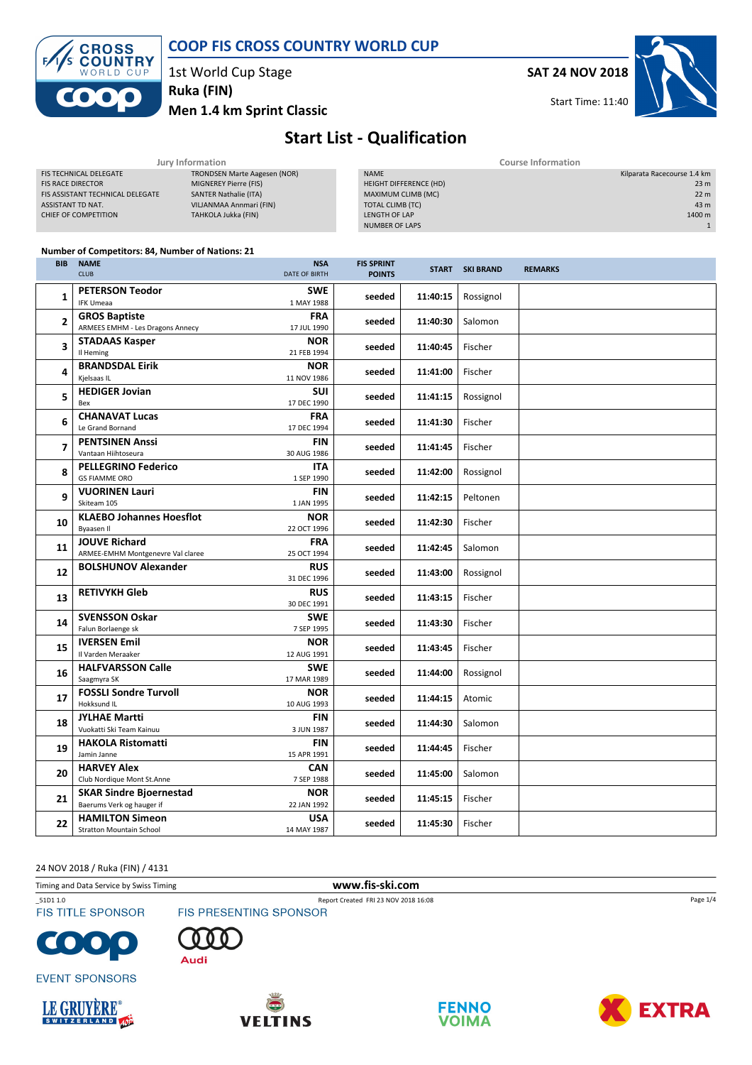# COOP FIS CROSS COUNTRY WORLD CUP

1st World Cup Stage
**Ruka (FIN)**
**Men 1.4 km Sprint Classic**

**SAT 24 NOV 2018**

Start Time: 11:40

## Start List - Qualification

| Jury Information | |
|---|---|
| FIS TECHNICAL DELEGATE | TRONDSEN Marte Aagesen (NOR) |
| FIS RACE DIRECTOR | MIGNEREY Pierre (FIS) |
| FIS ASSISTANT TECHNICAL DELEGATE | SANTER Nathalie (ITA) |
| ASSISTANT TD NAT. | VILJANMAA Annmari (FIN) |
| CHIEF OF COMPETITION | TAHKOLA Jukka (FIN) |

| Course Information | |
|---|---|
| NAME | Kilparata Racecourse 1.4 km |
| HEIGHT DIFFERENCE (HD) | 23 m |
| MAXIMUM CLIMB (MC) | 22 m |
| TOTAL CLIMB (TC) | 43 m |
| LENGTH OF LAP | 1400 m |
| NUMBER OF LAPS | 1 |

**Number of Competitors: 84, Number of Nations: 21**

| BIB | NAME / CLUB | NSA / DATE OF BIRTH | FIS SPRINT POINTS | START | SKI BRAND | REMARKS |
|---|---|---|---|---|---|---|
| 1 | **PETERSON Teodor**<br>IFK Umeaa | **SWE**<br>1 MAY 1988 | seeded | 11:40:15 | Rossignol | |
| 2 | **GROS Baptiste**<br>ARMEES EMHM - Les Dragons Annecy | **FRA**<br>17 JUL 1990 | seeded | 11:40:30 | Salomon | |
| 3 | **STADAAS Kasper**<br>Il Heming | **NOR**<br>21 FEB 1994 | seeded | 11:40:45 | Fischer | |
| 4 | **BRANDSDAL Eirik**<br>Kjelsaas IL | **NOR**<br>11 NOV 1986 | seeded | 11:41:00 | Fischer | |
| 5 | **HEDIGER Jovian**<br>Bex | **SUI**<br>17 DEC 1990 | seeded | 11:41:15 | Rossignol | |
| 6 | **CHANAVAT Lucas**<br>Le Grand Bornand | **FRA**<br>17 DEC 1994 | seeded | 11:41:30 | Fischer | |
| 7 | **PENTSINEN Anssi**<br>Vantaan Hiihtoseura | **FIN**<br>30 AUG 1986 | seeded | 11:41:45 | Fischer | |
| 8 | **PELLEGRINO Federico**<br>GS FIAMME ORO | **ITA**<br>1 SEP 1990 | seeded | 11:42:00 | Rossignol | |
| 9 | **VUORINEN Lauri**<br>Skiteam 105 | **FIN**<br>1 JAN 1995 | seeded | 11:42:15 | Peltonen | |
| 10 | **KLAEBO Johannes Hoesflot**<br>Byaasen Il | **NOR**<br>22 OCT 1996 | seeded | 11:42:30 | Fischer | |
| 11 | **JOUVE Richard**<br>ARMEE-EMHM Montgenevre Val claree | **FRA**<br>25 OCT 1994 | seeded | 11:42:45 | Salomon | |
| 12 | **BOLSHUNOV Alexander** | **RUS**<br>31 DEC 1996 | seeded | 11:43:00 | Rossignol | |
| 13 | **RETIVYKH Gleb** | **RUS**<br>30 DEC 1991 | seeded | 11:43:15 | Fischer | |
| 14 | **SVENSSON Oskar**<br>Falun Borlaenge sk | **SWE**<br>7 SEP 1995 | seeded | 11:43:30 | Fischer | |
| 15 | **IVERSEN Emil**<br>Il Varden Meraaker | **NOR**<br>12 AUG 1991 | seeded | 11:43:45 | Fischer | |
| 16 | **HALFVARSSON Calle**<br>Saagmyra SK | **SWE**<br>17 MAR 1989 | seeded | 11:44:00 | Rossignol | |
| 17 | **FOSSLI Sondre Turvoll**<br>Hokksund IL | **NOR**<br>10 AUG 1993 | seeded | 11:44:15 | Atomic | |
| 18 | **JYLHAE Martti**<br>Vuokatti Ski Team Kainuu | **FIN**<br>3 JUN 1987 | seeded | 11:44:30 | Salomon | |
| 19 | **HAKOLA Ristomatti**<br>Jamin Janne | **FIN**<br>15 APR 1991 | seeded | 11:44:45 | Fischer | |
| 20 | **HARVEY Alex**<br>Club Nordique Mont St.Anne | **CAN**<br>7 SEP 1988 | seeded | 11:45:00 | Salomon | |
| 21 | **SKAR Sindre Bjoernestad**<br>Baerums Verk og hauger if | **NOR**<br>22 JAN 1992 | seeded | 11:45:15 | Fischer | |
| 22 | **HAMILTON Simeon**<br>Stratton Mountain School | **USA**<br>14 MAY 1987 | seeded | 11:45:30 | Fischer | |

24 NOV 2018 / Ruka (FIN) / 4131

Timing and Data Service by Swiss Timing — www.fis-ski.com

_51D1 1.0 — Report Created FRI 23 NOV 2018 16:08

FIS TITLE SPONSOR — FIS PRESENTING SPONSOR

EVENT SPONSORS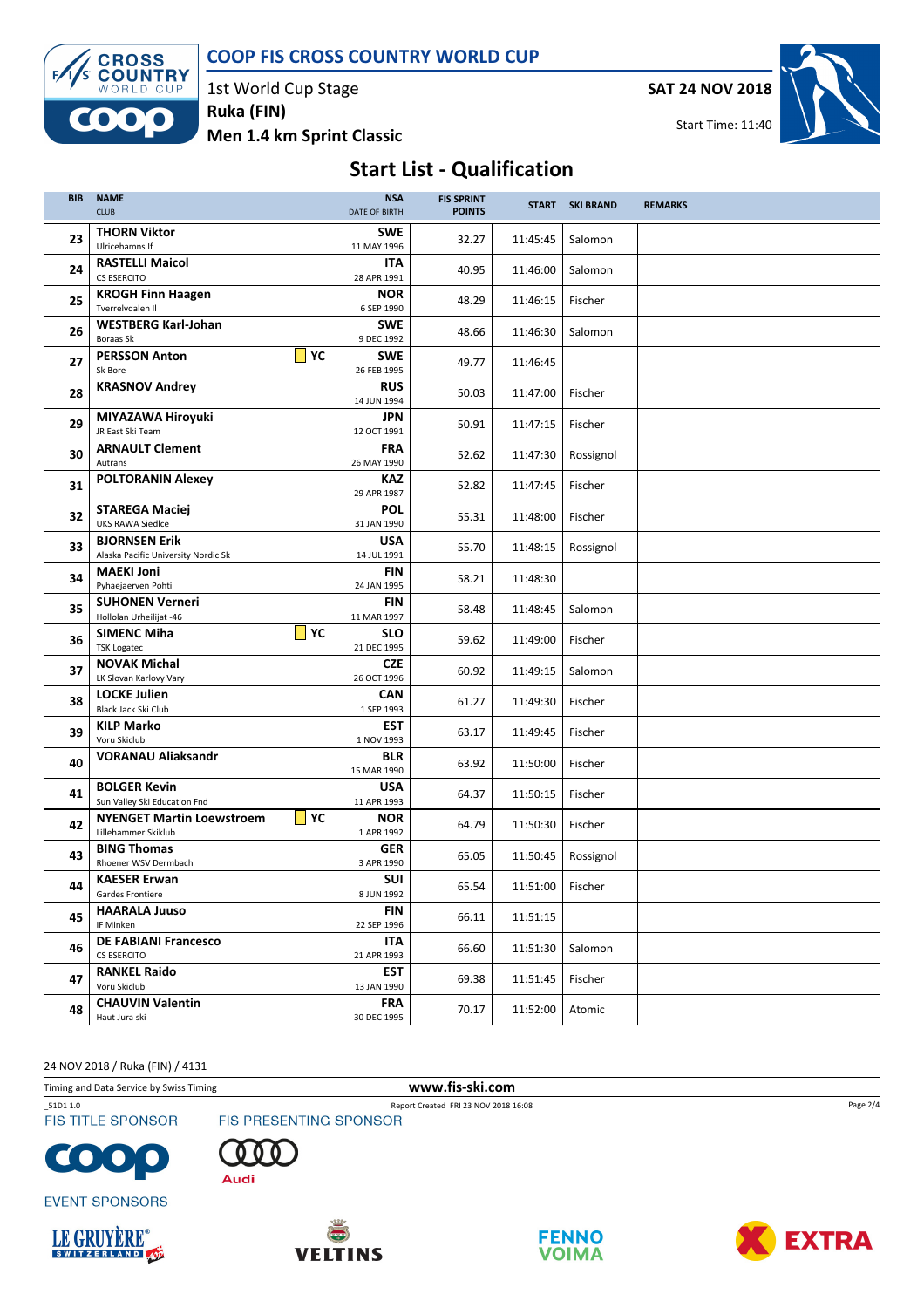# COOP FIS CROSS COUNTRY WORLD CUP

1st World Cup Stage
**Ruka (FIN)**
**Men 1.4 km Sprint Classic**

**SAT 24 NOV 2018**
Start Time: 11:40

## Start List - Qualification

| BIB | NAME / CLUB | | NSA / DATE OF BIRTH | FIS SPRINT POINTS | START | SKI BRAND | REMARKS |
|---|---|---|---|---|---|---|---|
| 23 | **THORN Viktor** Ulricehamns If | | **SWE** 11 MAY 1996 | 32.27 | 11:45:45 | Salomon | |
| 24 | **RASTELLI Maicol** CS ESERCITO | | **ITA** 28 APR 1991 | 40.95 | 11:46:00 | Salomon | |
| 25 | **KROGH Finn Haagen** Tverrelvdalen Il | | **NOR** 6 SEP 1990 | 48.29 | 11:46:15 | Fischer | |
| 26 | **WESTBERG Karl-Johan** Boraas Sk | | **SWE** 9 DEC 1992 | 48.66 | 11:46:30 | Salomon | |
| 27 | **PERSSON Anton** Sk Bore | YC | **SWE** 26 FEB 1995 | 49.77 | 11:46:45 | | |
| 28 | **KRASNOV Andrey** | | **RUS** 14 JUN 1994 | 50.03 | 11:47:00 | Fischer | |
| 29 | **MIYAZAWA Hiroyuki** JR East Ski Team | | **JPN** 12 OCT 1991 | 50.91 | 11:47:15 | Fischer | |
| 30 | **ARNAULT Clement** Autrans | | **FRA** 26 MAY 1990 | 52.62 | 11:47:30 | Rossignol | |
| 31 | **POLTORANIN Alexey** | | **KAZ** 29 APR 1987 | 52.82 | 11:47:45 | Fischer | |
| 32 | **STAREGA Maciej** UKS RAWA Siedlce | | **POL** 31 JAN 1990 | 55.31 | 11:48:00 | Fischer | |
| 33 | **BJORNSEN Erik** Alaska Pacific University Nordic Sk | | **USA** 14 JUL 1991 | 55.70 | 11:48:15 | Rossignol | |
| 34 | **MAEKI Joni** Pyhaejaerven Pohti | | **FIN** 24 JAN 1995 | 58.21 | 11:48:30 | | |
| 35 | **SUHONEN Verneri** Hollolan Urheilijat -46 | | **FIN** 11 MAR 1997 | 58.48 | 11:48:45 | Salomon | |
| 36 | **SIMENC Miha** TSK Logatec | YC | **SLO** 21 DEC 1995 | 59.62 | 11:49:00 | Fischer | |
| 37 | **NOVAK Michal** LK Slovan Karlovy Vary | | **CZE** 26 OCT 1996 | 60.92 | 11:49:15 | Salomon | |
| 38 | **LOCKE Julien** Black Jack Ski Club | | **CAN** 1 SEP 1993 | 61.27 | 11:49:30 | Fischer | |
| 39 | **KILP Marko** Voru Skiclub | | **EST** 1 NOV 1993 | 63.17 | 11:49:45 | Fischer | |
| 40 | **VORANAU Aliaksandr** | | **BLR** 15 MAR 1990 | 63.92 | 11:50:00 | Fischer | |
| 41 | **BOLGER Kevin** Sun Valley Ski Education Fnd | | **USA** 11 APR 1993 | 64.37 | 11:50:15 | Fischer | |
| 42 | **NYENGET Martin Loewstroem** Lillehammer Skiklub | YC | **NOR** 1 APR 1992 | 64.79 | 11:50:30 | Fischer | |
| 43 | **BING Thomas** Rhoener WSV Dermbach | | **GER** 3 APR 1990 | 65.05 | 11:50:45 | Rossignol | |
| 44 | **KAESER Erwan** Gardes Frontiere | | **SUI** 8 JUN 1992 | 65.54 | 11:51:00 | Fischer | |
| 45 | **HAARALA Juuso** IF Minken | | **FIN** 22 SEP 1996 | 66.11 | 11:51:15 | | |
| 46 | **DE FABIANI Francesco** CS ESERCITO | | **ITA** 21 APR 1993 | 66.60 | 11:51:30 | Salomon | |
| 47 | **RANKEL Raido** Voru Skiclub | | **EST** 13 JAN 1990 | 69.38 | 11:51:45 | Fischer | |
| 48 | **CHAUVIN Valentin** Haut Jura ski | | **FRA** 30 DEC 1995 | 70.17 | 11:52:00 | Atomic | |

24 NOV 2018 / Ruka (FIN) / 4131

Timing and Data Service by Swiss Timing — **www.fis-ski.com**

_51D1 1.0 — Report Created FRI 23 NOV 2018 16:08

FIS TITLE SPONSOR — FIS PRESENTING SPONSOR — EVENT SPONSORS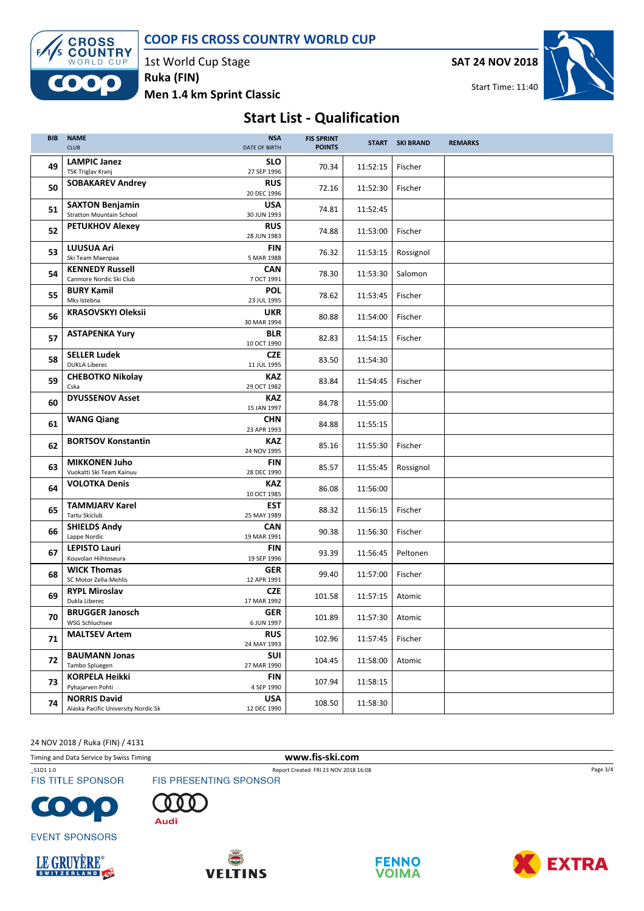COOP FIS CROSS COUNTRY WORLD CUP

1st World Cup Stage
**Ruka (FIN)**
**Men 1.4 km Sprint Classic**

**SAT 24 NOV 2018**
Start Time: 11:40

## Start List - Qualification

| BIB | NAME / CLUB | NSA / DATE OF BIRTH | FIS SPRINT POINTS | START | SKI BRAND | REMARKS |
|---|---|---|---|---|---|---|
| 49 | **LAMPIC Janez** TSK Triglav Kranj | **SLO** 27 SEP 1996 | 70.34 | 11:52:15 | Fischer | |
| 50 | **SOBAKAREV Andrey** | **RUS** 20 DEC 1996 | 72.16 | 11:52:30 | Fischer | |
| 51 | **SAXTON Benjamin** Stratton Mountain School | **USA** 30 JUN 1993 | 74.81 | 11:52:45 | | |
| 52 | **PETUKHOV Alexey** | **RUS** 28 JUN 1983 | 74.88 | 11:53:00 | Fischer | |
| 53 | **LUUSUA Ari** Ski Team Maenpaa | **FIN** 5 MAR 1988 | 76.32 | 11:53:15 | Rossignol | |
| 54 | **KENNEDY Russell** Canmore Nordic Ski Club | **CAN** 7 OCT 1991 | 78.30 | 11:53:30 | Salomon | |
| 55 | **BURY Kamil** Mks Istebna | **POL** 23 JUL 1995 | 78.62 | 11:53:45 | Fischer | |
| 56 | **KRASOVSKYI Oleksii** | **UKR** 30 MAR 1994 | 80.88 | 11:54:00 | Fischer | |
| 57 | **ASTAPENKA Yury** | **BLR** 10 OCT 1990 | 82.83 | 11:54:15 | Fischer | |
| 58 | **SELLER Ludek** DUKLA Liberec | **CZE** 11 JUL 1995 | 83.50 | 11:54:30 | | |
| 59 | **CHEBOTKO Nikolay** Cska | **KAZ** 29 OCT 1982 | 83.84 | 11:54:45 | Fischer | |
| 60 | **DYUSSENOV Asset** | **KAZ** 15 JAN 1997 | 84.78 | 11:55:00 | | |
| 61 | **WANG Qiang** | **CHN** 23 APR 1993 | 84.88 | 11:55:15 | | |
| 62 | **BORTSOV Konstantin** | **KAZ** 24 NOV 1995 | 85.16 | 11:55:30 | Fischer | |
| 63 | **MIKKONEN Juho** Vuokatti Ski Team Kainuu | **FIN** 28 DEC 1990 | 85.57 | 11:55:45 | Rossignol | |
| 64 | **VOLOTKA Denis** | **KAZ** 10 OCT 1985 | 86.08 | 11:56:00 | | |
| 65 | **TAMMJARV Karel** Tartu Skiclub | **EST** 25 MAY 1989 | 88.32 | 11:56:15 | Fischer | |
| 66 | **SHIELDS Andy** Lappe Nordic | **CAN** 19 MAR 1991 | 90.38 | 11:56:30 | Fischer | |
| 67 | **LEPISTO Lauri** Kouvolan Hiihtoseura | **FIN** 19 SEP 1996 | 93.39 | 11:56:45 | Peltonen | |
| 68 | **WICK Thomas** SC Motor Zella-Mehlis | **GER** 12 APR 1991 | 99.40 | 11:57:00 | Fischer | |
| 69 | **RYPL Miroslav** Dukla Liberec | **CZE** 17 MAR 1992 | 101.58 | 11:57:15 | Atomic | |
| 70 | **BRUGGER Janosch** WSG Schluchsee | **GER** 6 JUN 1997 | 101.89 | 11:57:30 | Atomic | |
| 71 | **MALTSEV Artem** | **RUS** 24 MAY 1993 | 102.96 | 11:57:45 | Fischer | |
| 72 | **BAUMANN Jonas** Tambo Spluegen | **SUI** 27 MAR 1990 | 104.45 | 11:58:00 | Atomic | |
| 73 | **KORPELA Heikki** Pyhajarven Pohti | **FIN** 4 SEP 1990 | 107.94 | 11:58:15 | | |
| 74 | **NORRIS David** Alaska Pacific University Nordic Sk | **USA** 12 DEC 1990 | 108.50 | 11:58:30 | | |

24 NOV 2018 / Ruka (FIN) / 4131

Timing and Data Service by Swiss Timing — www.fis-ski.com

_51D1 1.0 — Report Created FRI 23 NOV 2018 16:08

FIS TITLE SPONSOR — FIS PRESENTING SPONSOR — EVENT SPONSORS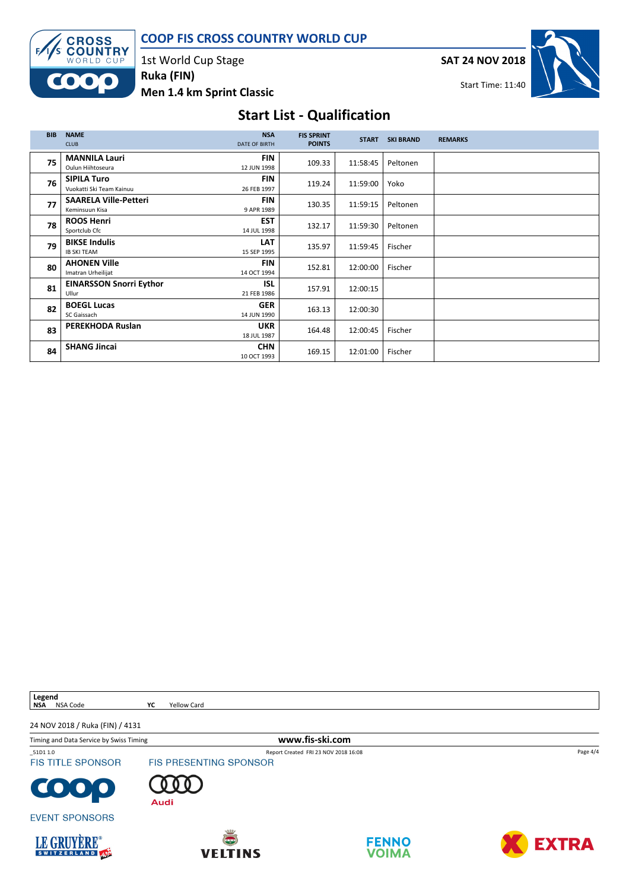COOP FIS CROSS COUNTRY WORLD CUP

1st World Cup Stage

**Ruka (FIN)**

**Men 1.4 km Sprint Classic**

**SAT 24 NOV 2018**

Start Time: 11:40

## Start List - Qualification

| BIB | NAME / CLUB | NSA / DATE OF BIRTH | FIS SPRINT POINTS | START | SKI BRAND | REMARKS |
|---|---|---|---|---|---|---|
| 75 | **MANNILA Lauri** Oulun Hiihtoseura | **FIN** 12 JUN 1998 | 109.33 | 11:58:45 | Peltonen | |
| 76 | **SIPILA Turo** Vuokatti Ski Team Kainuu | **FIN** 26 FEB 1997 | 119.24 | 11:59:00 | Yoko | |
| 77 | **SAARELA Ville-Petteri** Keminsuun Kisa | **FIN** 9 APR 1989 | 130.35 | 11:59:15 | Peltonen | |
| 78 | **ROOS Henri** Sportclub Cfc | **EST** 14 JUL 1998 | 132.17 | 11:59:30 | Peltonen | |
| 79 | **BIKSE Indulis** IB SKI TEAM | **LAT** 15 SEP 1995 | 135.97 | 11:59:45 | Fischer | |
| 80 | **AHONEN Ville** Imatran Urheilijat | **FIN** 14 OCT 1994 | 152.81 | 12:00:00 | Fischer | |
| 81 | **EINARSSON Snorri Eythor** Ullur | **ISL** 21 FEB 1986 | 157.91 | 12:00:15 | | |
| 82 | **BOEGL Lucas** SC Gaissach | **GER** 14 JUN 1990 | 163.13 | 12:00:30 | | |
| 83 | **PEREKHODA Ruslan** | **UKR** 18 JUL 1987 | 164.48 | 12:00:45 | Fischer | |
| 84 | **SHANG Jincai** | **CHN** 10 OCT 1993 | 169.15 | 12:01:00 | Fischer | |

**Legend**
**NSA** NSA Code  **YC** Yellow Card

24 NOV 2018 / Ruka (FIN) / 4131

Timing and Data Service by Swiss Timing

www.fis-ski.com

_51D1 1.0  Report Created FRI 23 NOV 2018 16:08

FIS TITLE SPONSOR  FIS PRESENTING SPONSOR

EVENT SPONSORS